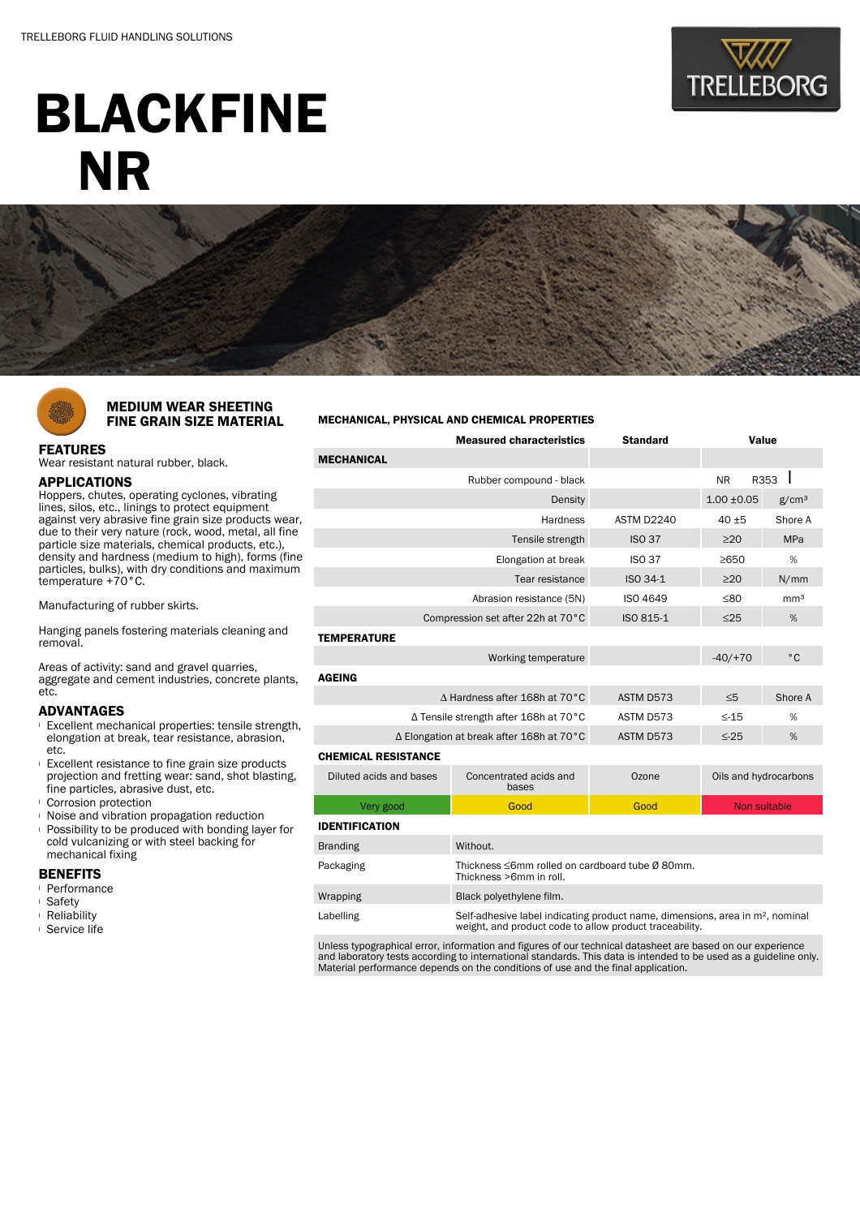TRELLEBORG FLUID HANDLING SOLUTIONS

# BLACKFINE NR

## MEDIUM WEAR SHEETING FINE GRAIN SIZE MATERIAL

### FEATURES

Wear resistant natural rubber, black.

### APPLICATIONS

Hoppers, chutes, operating cyclones, vibrating lines, silos, etc., linings to protect equipment against very abrasive fine grain size products wear, due to their very nature (rock, wood, metal, all fine particle size materials, chemical products, etc.), density and hardness (medium to high), forms (fine particles, bulks), with dry conditions and maximum temperature +70°C.

Manufacturing of rubber skirts.

Hanging panels fostering materials cleaning and removal.

Areas of activity: sand and gravel quarries, aggregate and cement industries, concrete plants, etc.

### ADVANTAGES

- Excellent mechanical properties: tensile strength, elongation at break, tear resistance, abrasion, etc.
- Excellent resistance to fine grain size products projection and fretting wear: sand, shot blasting, fine particles, abrasive dust, etc.
- Corrosion protection
- Noise and vibration propagation reduction
- Possibility to be produced with bonding layer for cold vulcanizing or with steel backing for mechanical fixing

### BENEFITS

- Performance
- Safety
- Reliability
- Service life

### MECHANICAL, PHYSICAL AND CHEMICAL PROPERTIES

| Measured characteristics | Standard | Value | |
|---|---|---|---|
| **MECHANICAL** | | | |
| Rubber compound - black | | NR | R353 |
| Density | | 1.00 ±0.05 | g/cm³ |
| Hardness | ASTM D2240 | 40 ±5 | Shore A |
| Tensile strength | ISO 37 | ≥20 | MPa |
| Elongation at break | ISO 37 | ≥650 | % |
| Tear resistance | ISO 34-1 | ≥20 | N/mm |
| Abrasion resistance (5N) | ISO 4649 | ≤80 | mm³ |
| Compression set after 22h at 70°C | ISO 815-1 | ≤25 | % |
| **TEMPERATURE** | | | |
| Working temperature | | -40/+70 | °C |
| **AGEING** | | | |
| Δ Hardness after 168h at 70°C | ASTM D573 | ≤5 | Shore A |
| Δ Tensile strength after 168h at 70°C | ASTM D573 | ≤-15 | % |
| Δ Elongation at break after 168h at 70°C | ASTM D573 | ≤-25 | % |

**CHEMICAL RESISTANCE**

| Diluted acids and bases | Concentrated acids and bases | Ozone | Oils and hydrocarbons |
|---|---|---|---|
| Very good | Good | Good | Non suitable |

**IDENTIFICATION**

| | |
|---|---|
| Branding | Without. |
| Packaging | Thickness ≤6mm rolled on cardboard tube Ø 80mm. Thickness >6mm in roll. |
| Wrapping | Black polyethylene film. |
| Labelling | Self-adhesive label indicating product name, dimensions, area in m², nominal weight, and product code to allow product traceability. |

Unless typographical error, information and figures of our technical datasheet are based on our experience and laboratory tests according to international standards. This data is intended to be used as a guideline only. Material performance depends on the conditions of use and the final application.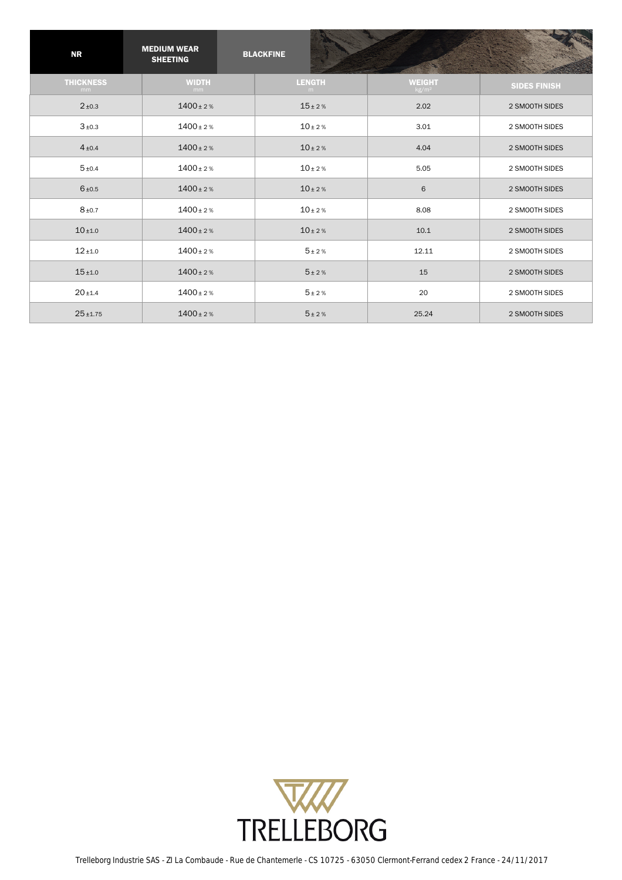**NR** | **MEDIUM WEAR SHEETING** | **BLACKFINE**

| THICKNESS mm | WIDTH mm | LENGTH m | WEIGHT kg/m² | SIDES FINISH |
|---|---|---|---|---|
| 2 ±0.3 | 1400 ± 2 % | 15 ± 2 % | 2.02 | 2 SMOOTH SIDES |
| 3 ±0.3 | 1400 ± 2 % | 10 ± 2 % | 3.01 | 2 SMOOTH SIDES |
| 4 ±0.4 | 1400 ± 2 % | 10 ± 2 % | 4.04 | 2 SMOOTH SIDES |
| 5 ±0.4 | 1400 ± 2 % | 10 ± 2 % | 5.05 | 2 SMOOTH SIDES |
| 6 ±0.5 | 1400 ± 2 % | 10 ± 2 % | 6 | 2 SMOOTH SIDES |
| 8 ±0.7 | 1400 ± 2 % | 10 ± 2 % | 8.08 | 2 SMOOTH SIDES |
| 10 ±1.0 | 1400 ± 2 % | 10 ± 2 % | 10.1 | 2 SMOOTH SIDES |
| 12 ±1.0 | 1400 ± 2 % | 5 ± 2 % | 12.11 | 2 SMOOTH SIDES |
| 15 ±1.0 | 1400 ± 2 % | 5 ± 2 % | 15 | 2 SMOOTH SIDES |
| 20 ±1.4 | 1400 ± 2 % | 5 ± 2 % | 20 | 2 SMOOTH SIDES |
| 25 ±1.75 | 1400 ± 2 % | 5 ± 2 % | 25.24 | 2 SMOOTH SIDES |

TRELLEBORG

Trelleborg Industrie SAS - ZI La Combaude - Rue de Chantemerle - CS 10725 - 63050 Clermont-Ferrand cedex 2 France - 24/11/2017